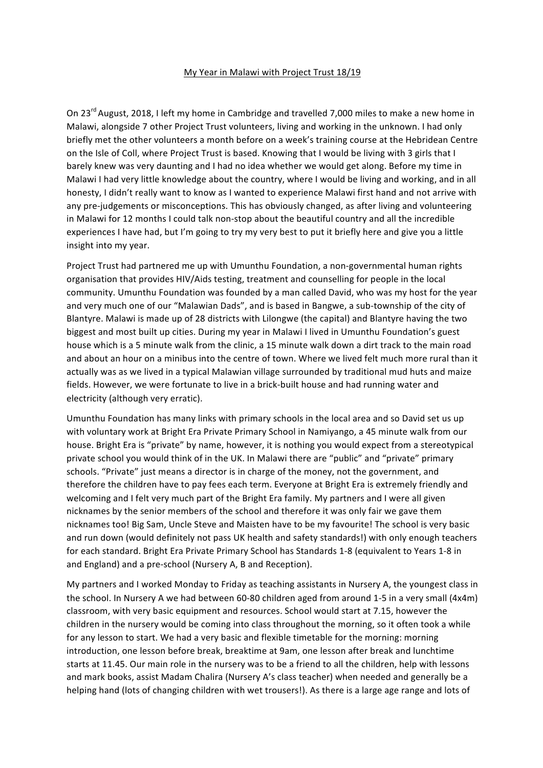# My Year in Malawi with Project Trust 18/19

On 23rd August, 2018, I left my home in Cambridge and travelled 7,000 miles to make a new home in Malawi, alongside 7 other Project Trust volunteers, living and working in the unknown. I had only briefly met the other volunteers a month before on a week's training course at the Hebridean Centre on the Isle of Coll, where Project Trust is based. Knowing that I would be living with 3 girls that I barely knew was very daunting and I had no idea whether we would get along. Before my time in Malawi I had very little knowledge about the country, where I would be living and working, and in all honesty, I didn't really want to know as I wanted to experience Malawi first hand and not arrive with any pre-judgements or misconceptions. This has obviously changed, as after living and volunteering in Malawi for 12 months I could talk non-stop about the beautiful country and all the incredible experiences I have had, but I'm going to try my very best to put it briefly here and give you a little insight into my year.

Project Trust had partnered me up with Umunthu Foundation, a non-governmental human rights organisation that provides HIV/Aids testing, treatment and counselling for people in the local community. Umunthu Foundation was founded by a man called David, who was my host for the year and very much one of our "Malawian Dads", and is based in Bangwe, a sub-township of the city of Blantyre. Malawi is made up of 28 districts with Lilongwe (the capital) and Blantyre having the two biggest and most built up cities. During my year in Malawi I lived in Umunthu Foundation's guest house which is a 5 minute walk from the clinic, a 15 minute walk down a dirt track to the main road and about an hour on a minibus into the centre of town. Where we lived felt much more rural than it actually was as we lived in a typical Malawian village surrounded by traditional mud huts and maize fields. However, we were fortunate to live in a brick-built house and had running water and electricity (although very erratic).

Umunthu Foundation has many links with primary schools in the local area and so David set us up with voluntary work at Bright Era Private Primary School in Namiyango, a 45 minute walk from our house. Bright Era is "private" by name, however, it is nothing you would expect from a stereotypical private school you would think of in the UK. In Malawi there are "public" and "private" primary schools. "Private" just means a director is in charge of the money, not the government, and therefore the children have to pay fees each term. Everyone at Bright Era is extremely friendly and welcoming and I felt very much part of the Bright Era family. My partners and I were all given nicknames by the senior members of the school and therefore it was only fair we gave them nicknames too! Big Sam, Uncle Steve and Maisten have to be my favourite! The school is very basic and run down (would definitely not pass UK health and safety standards!) with only enough teachers for each standard. Bright Era Private Primary School has Standards 1-8 (equivalent to Years 1-8 in and England) and a pre-school (Nursery A, B and Reception).

My partners and I worked Monday to Friday as teaching assistants in Nursery A, the youngest class in the school. In Nursery A we had between 60-80 children aged from around 1-5 in a very small (4x4m) classroom, with very basic equipment and resources. School would start at 7.15, however the children in the nursery would be coming into class throughout the morning, so it often took a while for any lesson to start. We had a very basic and flexible timetable for the morning: morning introduction, one lesson before break, breaktime at 9am, one lesson after break and lunchtime starts at 11.45. Our main role in the nursery was to be a friend to all the children, help with lessons and mark books, assist Madam Chalira (Nursery A's class teacher) when needed and generally be a helping hand (lots of changing children with wet trousers!). As there is a large age range and lots of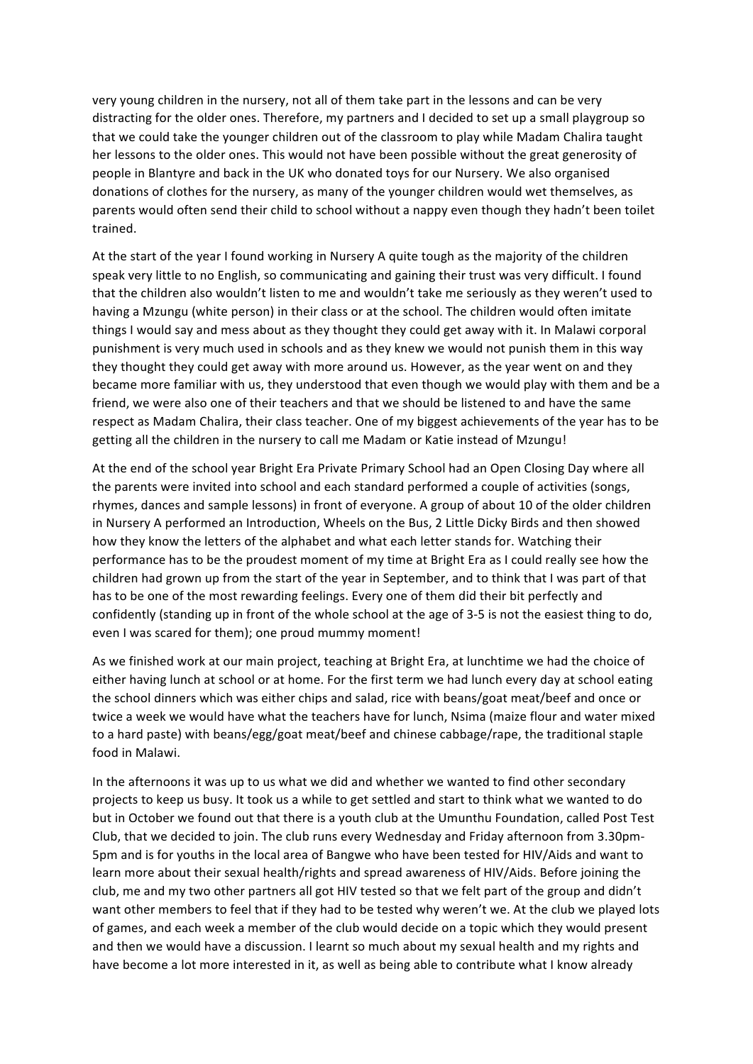very young children in the nursery, not all of them take part in the lessons and can be very distracting for the older ones. Therefore, my partners and I decided to set up a small playgroup so that we could take the younger children out of the classroom to play while Madam Chalira taught her lessons to the older ones. This would not have been possible without the great generosity of people in Blantyre and back in the UK who donated toys for our Nursery. We also organised donations of clothes for the nursery, as many of the younger children would wet themselves, as parents would often send their child to school without a nappy even though they hadn't been toilet trained.

At the start of the year I found working in Nursery A quite tough as the majority of the children speak very little to no English, so communicating and gaining their trust was very difficult. I found that the children also wouldn't listen to me and wouldn't take me seriously as they weren't used to having a Mzungu (white person) in their class or at the school. The children would often imitate things I would say and mess about as they thought they could get away with it. In Malawi corporal punishment is very much used in schools and as they knew we would not punish them in this way they thought they could get away with more around us. However, as the year went on and they became more familiar with us, they understood that even though we would play with them and be a friend, we were also one of their teachers and that we should be listened to and have the same respect as Madam Chalira, their class teacher. One of my biggest achievements of the year has to be getting all the children in the nursery to call me Madam or Katie instead of Mzungu!

At the end of the school year Bright Era Private Primary School had an Open Closing Day where all the parents were invited into school and each standard performed a couple of activities (songs, rhymes, dances and sample lessons) in front of everyone. A group of about 10 of the older children in Nursery A performed an Introduction, Wheels on the Bus, 2 Little Dicky Birds and then showed how they know the letters of the alphabet and what each letter stands for. Watching their performance has to be the proudest moment of my time at Bright Era as I could really see how the children had grown up from the start of the year in September, and to think that I was part of that has to be one of the most rewarding feelings. Every one of them did their bit perfectly and confidently (standing up in front of the whole school at the age of 3-5 is not the easiest thing to do, even I was scared for them); one proud mummy moment!

As we finished work at our main project, teaching at Bright Era, at lunchtime we had the choice of either having lunch at school or at home. For the first term we had lunch every day at school eating the school dinners which was either chips and salad, rice with beans/goat meat/beef and once or twice a week we would have what the teachers have for lunch, Nsima (maize flour and water mixed to a hard paste) with beans/egg/goat meat/beef and chinese cabbage/rape, the traditional staple food in Malawi.

In the afternoons it was up to us what we did and whether we wanted to find other secondary projects to keep us busy. It took us a while to get settled and start to think what we wanted to do but in October we found out that there is a youth club at the Umunthu Foundation, called Post Test Club, that we decided to join. The club runs every Wednesday and Friday afternoon from 3.30pm-5pm and is for youths in the local area of Bangwe who have been tested for HIV/Aids and want to learn more about their sexual health/rights and spread awareness of HIV/Aids. Before joining the club, me and my two other partners all got HIV tested so that we felt part of the group and didn't want other members to feel that if they had to be tested why weren't we. At the club we played lots of games, and each week a member of the club would decide on a topic which they would present and then we would have a discussion. I learnt so much about my sexual health and my rights and have become a lot more interested in it, as well as being able to contribute what I know already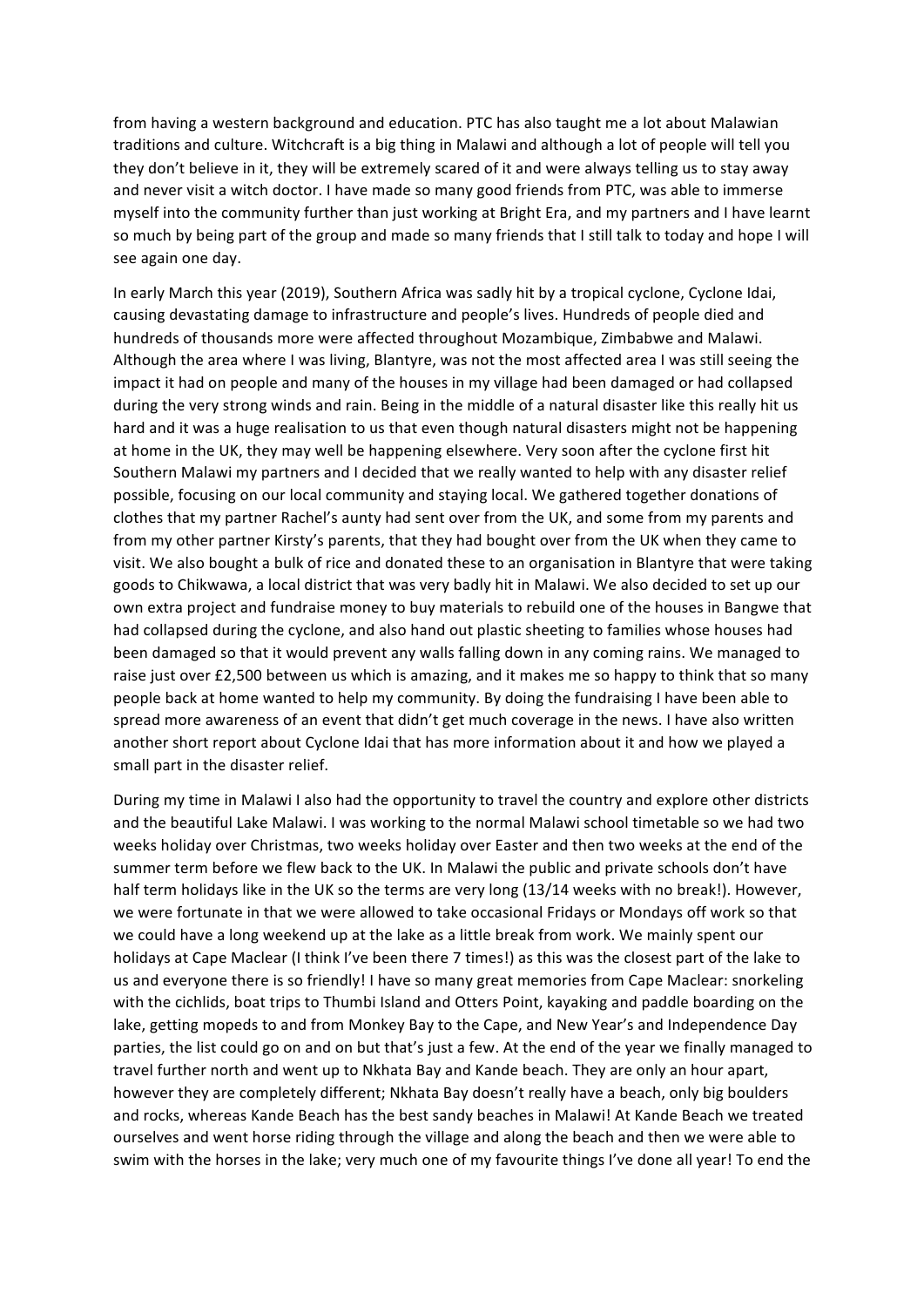from having a western background and education. PTC has also taught me a lot about Malawian traditions and culture. Witchcraft is a big thing in Malawi and although a lot of people will tell you they don't believe in it, they will be extremely scared of it and were always telling us to stay away and never visit a witch doctor. I have made so many good friends from PTC, was able to immerse myself into the community further than just working at Bright Era, and my partners and I have learnt so much by being part of the group and made so many friends that I still talk to today and hope I will see again one day.

In early March this year (2019), Southern Africa was sadly hit by a tropical cyclone, Cyclone Idai, causing devastating damage to infrastructure and people's lives. Hundreds of people died and hundreds of thousands more were affected throughout Mozambique, Zimbabwe and Malawi. Although the area where I was living, Blantyre, was not the most affected area I was still seeing the impact it had on people and many of the houses in my village had been damaged or had collapsed during the very strong winds and rain. Being in the middle of a natural disaster like this really hit us hard and it was a huge realisation to us that even though natural disasters might not be happening at home in the UK, they may well be happening elsewhere. Very soon after the cyclone first hit Southern Malawi my partners and I decided that we really wanted to help with any disaster relief possible, focusing on our local community and staying local. We gathered together donations of clothes that my partner Rachel's aunty had sent over from the UK, and some from my parents and from my other partner Kirsty's parents, that they had bought over from the UK when they came to visit. We also bought a bulk of rice and donated these to an organisation in Blantyre that were taking goods to Chikwawa, a local district that was very badly hit in Malawi. We also decided to set up our own extra project and fundraise money to buy materials to rebuild one of the houses in Bangwe that had collapsed during the cyclone, and also hand out plastic sheeting to families whose houses had been damaged so that it would prevent any walls falling down in any coming rains. We managed to raise just over £2,500 between us which is amazing, and it makes me so happy to think that so many people back at home wanted to help my community. By doing the fundraising I have been able to spread more awareness of an event that didn't get much coverage in the news. I have also written another short report about Cyclone Idai that has more information about it and how we played a small part in the disaster relief.

During my time in Malawi I also had the opportunity to travel the country and explore other districts and the beautiful Lake Malawi. I was working to the normal Malawi school timetable so we had two weeks holiday over Christmas, two weeks holiday over Easter and then two weeks at the end of the summer term before we flew back to the UK. In Malawi the public and private schools don't have half term holidays like in the UK so the terms are very long (13/14 weeks with no break!). However, we were fortunate in that we were allowed to take occasional Fridays or Mondays off work so that we could have a long weekend up at the lake as a little break from work. We mainly spent our holidays at Cape Maclear (I think I've been there 7 times!) as this was the closest part of the lake to us and everyone there is so friendly! I have so many great memories from Cape Maclear: snorkeling with the cichlids, boat trips to Thumbi Island and Otters Point, kayaking and paddle boarding on the lake, getting mopeds to and from Monkey Bay to the Cape, and New Year's and Independence Day parties, the list could go on and on but that's just a few. At the end of the year we finally managed to travel further north and went up to Nkhata Bay and Kande beach. They are only an hour apart, however they are completely different; Nkhata Bay doesn't really have a beach, only big boulders and rocks, whereas Kande Beach has the best sandy beaches in Malawi! At Kande Beach we treated ourselves and went horse riding through the village and along the beach and then we were able to swim with the horses in the lake; very much one of my favourite things I've done all year! To end the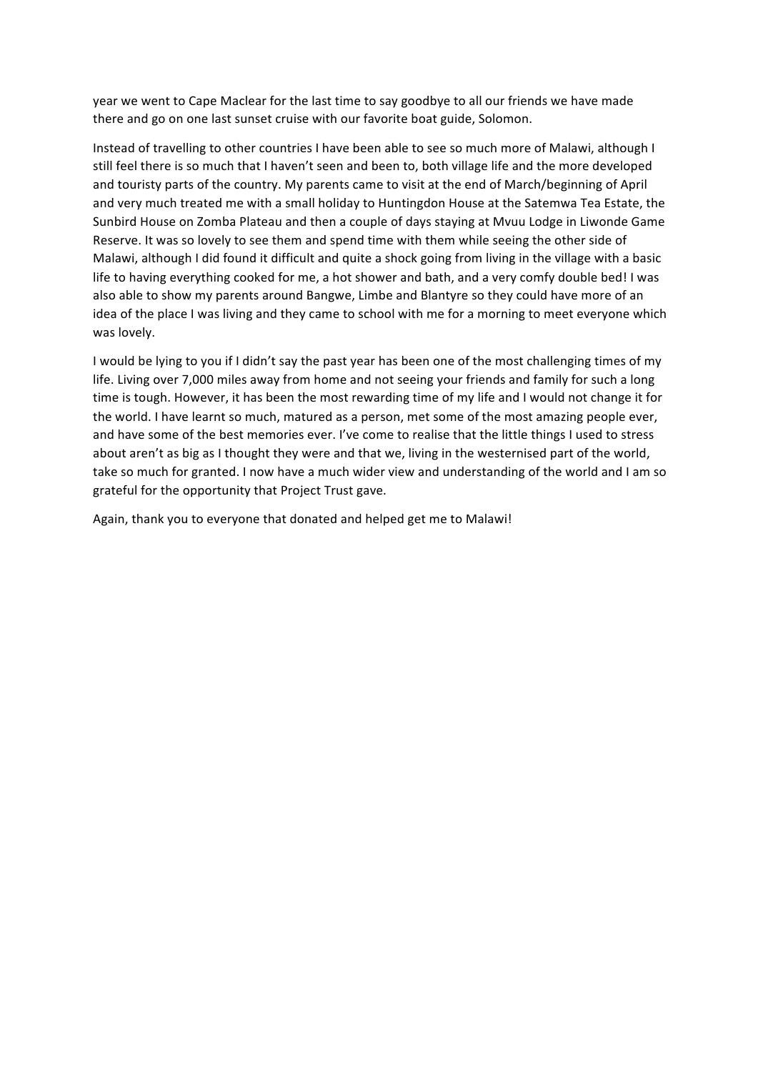year we went to Cape Maclear for the last time to say goodbye to all our friends we have made there and go on one last sunset cruise with our favorite boat guide, Solomon.

Instead of travelling to other countries I have been able to see so much more of Malawi, although I still feel there is so much that I haven't seen and been to, both village life and the more developed and touristy parts of the country. My parents came to visit at the end of March/beginning of April and very much treated me with a small holiday to Huntingdon House at the Satemwa Tea Estate, the Sunbird House on Zomba Plateau and then a couple of days staying at Mvuu Lodge in Liwonde Game Reserve. It was so lovely to see them and spend time with them while seeing the other side of Malawi, although I did found it difficult and quite a shock going from living in the village with a basic life to having everything cooked for me, a hot shower and bath, and a very comfy double bed! I was also able to show my parents around Bangwe, Limbe and Blantyre so they could have more of an idea of the place I was living and they came to school with me for a morning to meet everyone which was lovely.

I would be lying to you if I didn't say the past year has been one of the most challenging times of my life. Living over 7,000 miles away from home and not seeing your friends and family for such a long time is tough. However, it has been the most rewarding time of my life and I would not change it for the world. I have learnt so much, matured as a person, met some of the most amazing people ever, and have some of the best memories ever. I've come to realise that the little things I used to stress about aren't as big as I thought they were and that we, living in the westernised part of the world, take so much for granted. I now have a much wider view and understanding of the world and I am so grateful for the opportunity that Project Trust gave.

Again, thank you to everyone that donated and helped get me to Malawi!